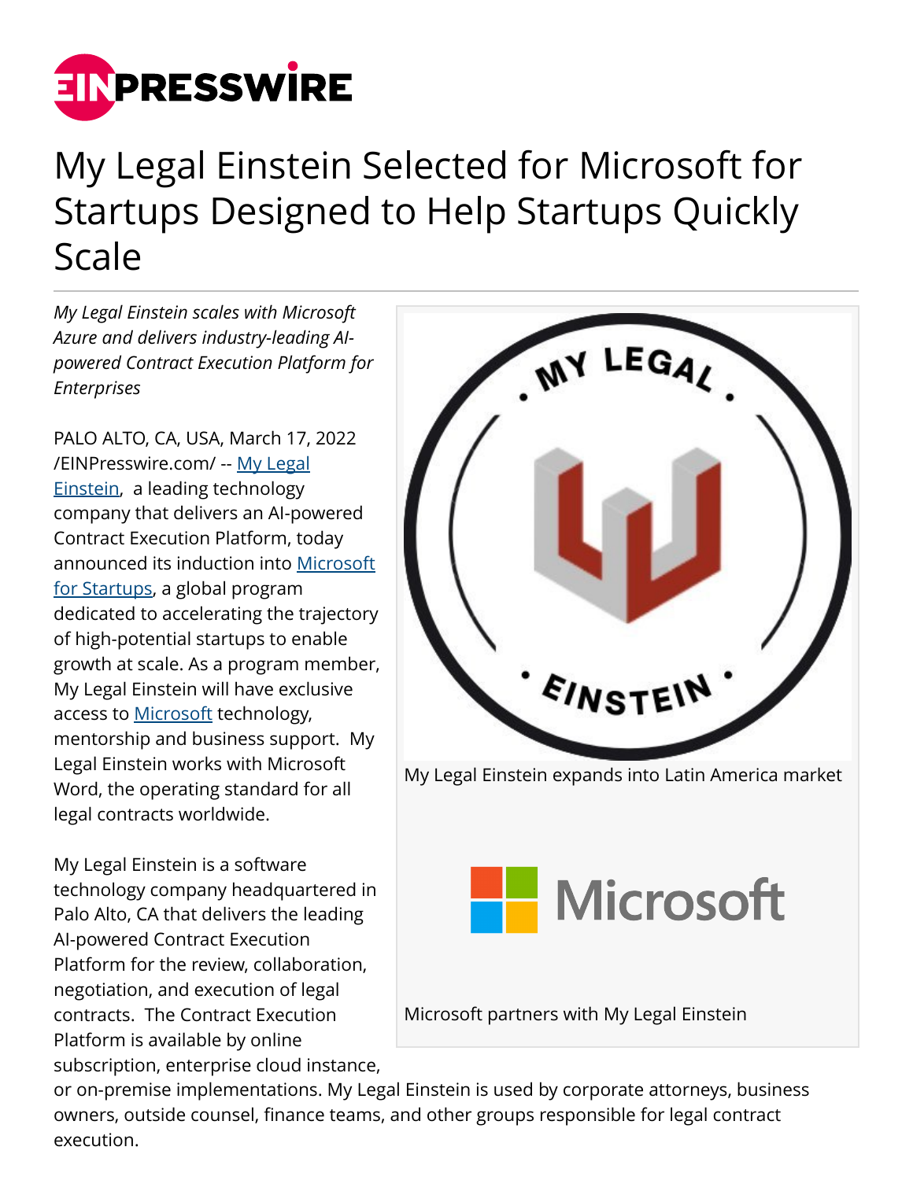# My Legal Einstein Selected for Microsoft for Startups Designed to Help Startups Quickly Scale

*My Legal Einstein scales with Microsoft Azure and delivers industry-leading AI-powered Contract Execution Platform for Enterprises*

PALO ALTO, CA, USA, March 17, 2022 /EINPresswire.com/ -- My Legal Einstein, a leading technology company that delivers an AI-powered Contract Execution Platform, today announced its induction into Microsoft for Startups, a global program dedicated to accelerating the trajectory of high-potential startups to enable growth at scale. As a program member, My Legal Einstein will have exclusive access to Microsoft technology, mentorship and business support. My Legal Einstein works with Microsoft Word, the operating standard for all legal contracts worldwide.

My Legal Einstein expands into Latin America market

Microsoft partners with My Legal Einstein

My Legal Einstein is a software technology company headquartered in Palo Alto, CA that delivers the leading AI-powered Contract Execution Platform for the review, collaboration, negotiation, and execution of legal contracts. The Contract Execution Platform is available by online subscription, enterprise cloud instance, or on-premise implementations. My Legal Einstein is used by corporate attorneys, business owners, outside counsel, finance teams, and other groups responsible for legal contract execution.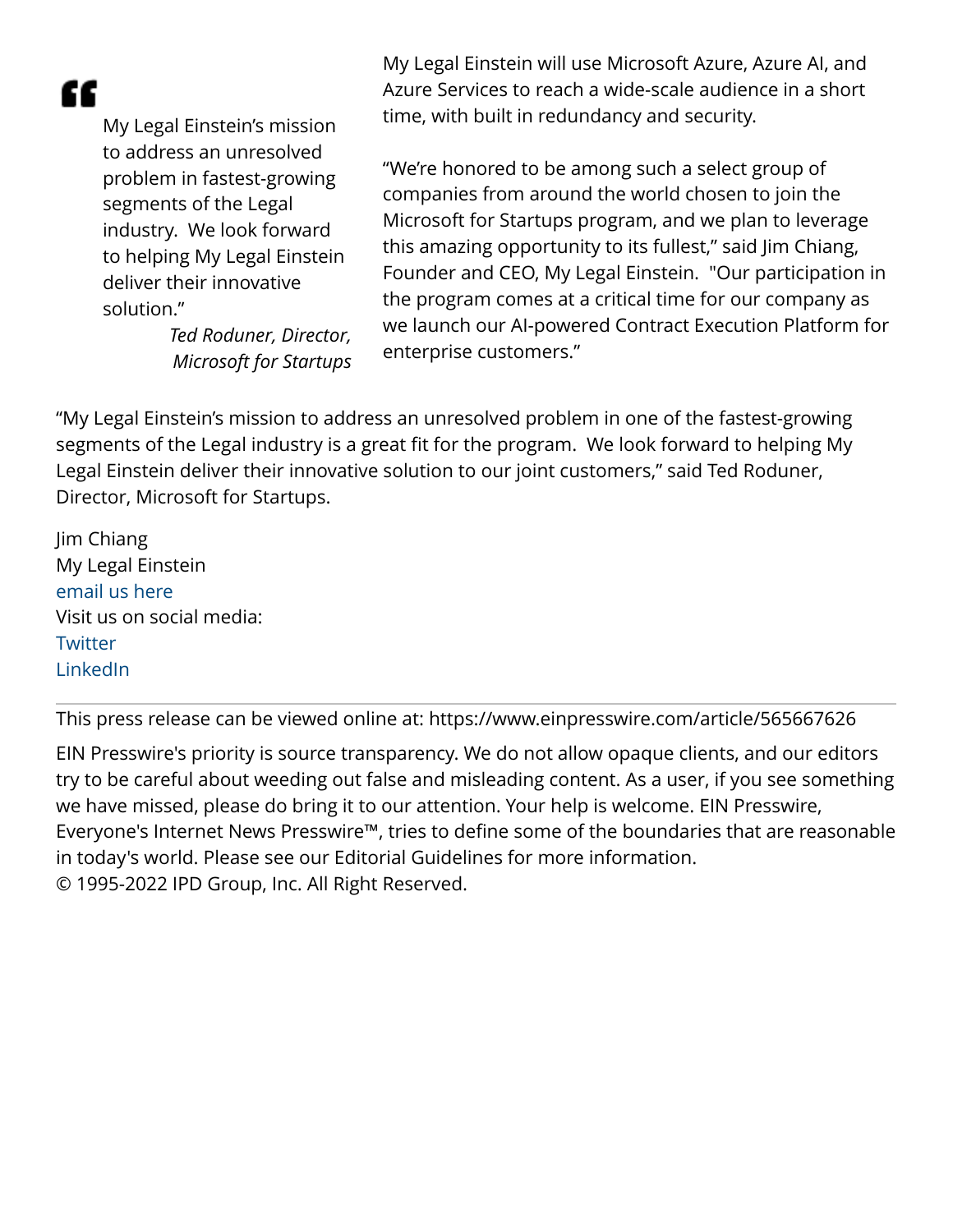> My Legal Einstein's mission to address an unresolved problem in fastest-growing segments of the Legal industry. We look forward to helping My Legal Einstein deliver their innovative solution."
>
> *Ted Roduner, Director, Microsoft for Startups*

My Legal Einstein will use Microsoft Azure, Azure AI, and Azure Services to reach a wide-scale audience in a short time, with built in redundancy and security.

"We're honored to be among such a select group of companies from around the world chosen to join the Microsoft for Startups program, and we plan to leverage this amazing opportunity to its fullest," said Jim Chiang, Founder and CEO, My Legal Einstein. "Our participation in the program comes at a critical time for our company as we launch our AI-powered Contract Execution Platform for enterprise customers."

"My Legal Einstein's mission to address an unresolved problem in one of the fastest-growing segments of the Legal industry is a great fit for the program. We look forward to helping My Legal Einstein deliver their innovative solution to our joint customers," said Ted Roduner, Director, Microsoft for Startups.

Jim Chiang
My Legal Einstein
email us here
Visit us on social media:
Twitter
LinkedIn

---

This press release can be viewed online at: https://www.einpresswire.com/article/565667626

EIN Presswire's priority is source transparency. We do not allow opaque clients, and our editors try to be careful about weeding out false and misleading content. As a user, if you see something we have missed, please do bring it to our attention. Your help is welcome. EIN Presswire, Everyone's Internet News Presswire™, tries to define some of the boundaries that are reasonable in today's world. Please see our Editorial Guidelines for more information.
© 1995-2022 IPD Group, Inc. All Right Reserved.